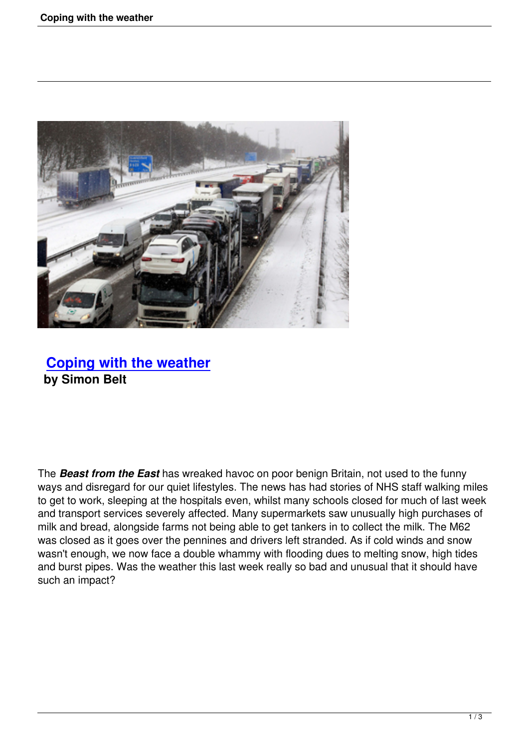# Coping with the weather

**by Simon Belt**

The ***Beast from the East*** has wreaked havoc on poor benign Britain, not used to the funny ways and disregard for our quiet lifestyles. The news has had stories of NHS staff walking miles to get to work, sleeping at the hospitals even, whilst many schools closed for much of last week and transport services severely affected. Many supermarkets saw unusually high purchases of milk and bread, alongside farms not being able to get tankers in to collect the milk. The M62 was closed as it goes over the pennines and drivers left stranded. As if cold winds and snow wasn't enough, we now face a double whammy with flooding dues to melting snow, high tides and burst pipes. Was the weather this last week really so bad and unusual that it should have such an impact?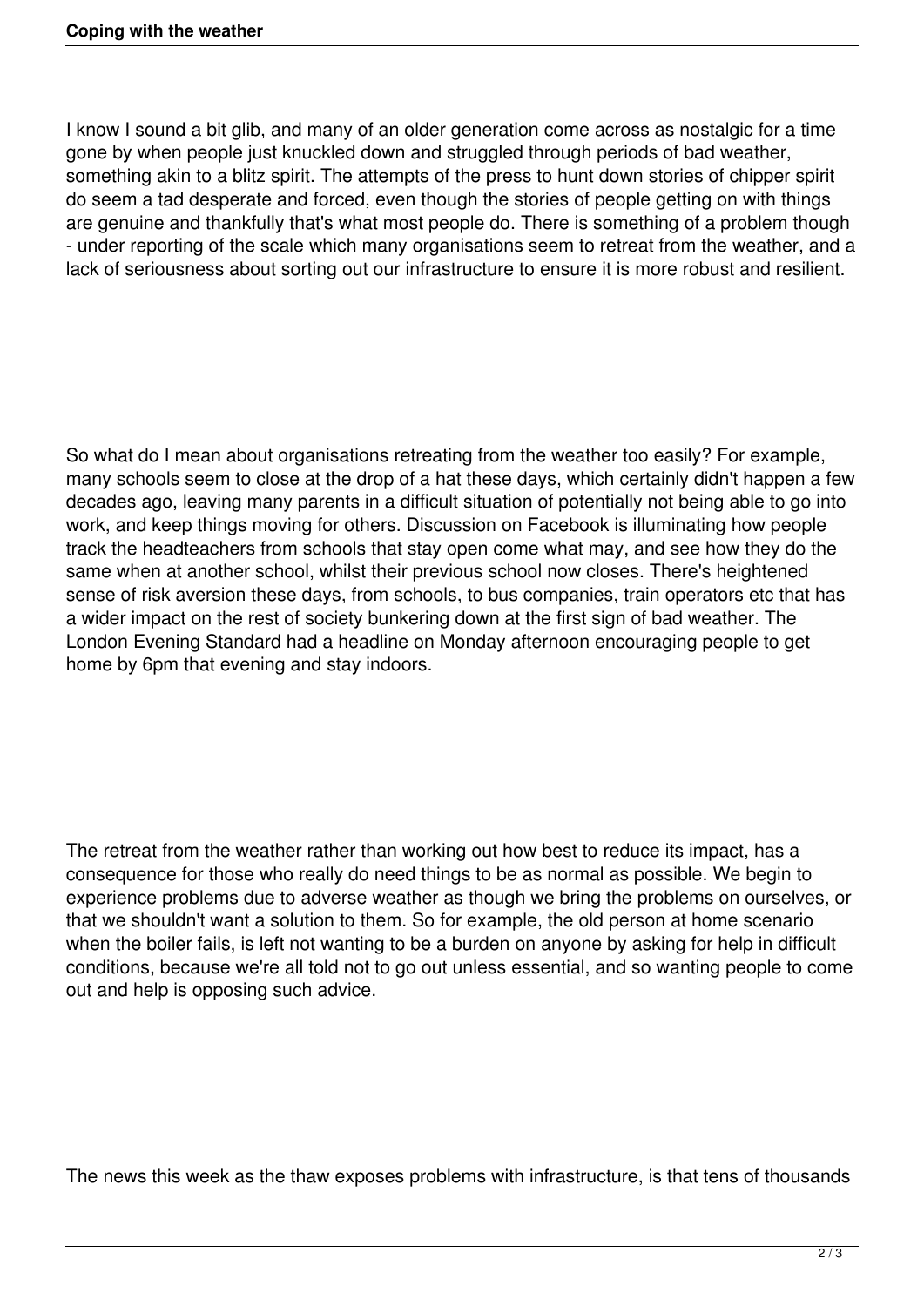I know I sound a bit glib, and many of an older generation come across as nostalgic for a time gone by when people just knuckled down and struggled through periods of bad weather, something akin to a blitz spirit. The attempts of the press to hunt down stories of chipper spirit do seem a tad desperate and forced, even though the stories of people getting on with things are genuine and thankfully that's what most people do. There is something of a problem though - under reporting of the scale which many organisations seem to retreat from the weather, and a lack of seriousness about sorting out our infrastructure to ensure it is more robust and resilient.

So what do I mean about organisations retreating from the weather too easily? For example, many schools seem to close at the drop of a hat these days, which certainly didn't happen a few decades ago, leaving many parents in a difficult situation of potentially not being able to go into work, and keep things moving for others. Discussion on Facebook is illuminating how people track the headteachers from schools that stay open come what may, and see how they do the same when at another school, whilst their previous school now closes. There's heightened sense of risk aversion these days, from schools, to bus companies, train operators etc that has a wider impact on the rest of society bunkering down at the first sign of bad weather. The London Evening Standard had a headline on Monday afternoon encouraging people to get home by 6pm that evening and stay indoors.

The retreat from the weather rather than working out how best to reduce its impact, has a consequence for those who really do need things to be as normal as possible. We begin to experience problems due to adverse weather as though we bring the problems on ourselves, or that we shouldn't want a solution to them. So for example, the old person at home scenario when the boiler fails, is left not wanting to be a burden on anyone by asking for help in difficult conditions, because we're all told not to go out unless essential, and so wanting people to come out and help is opposing such advice.

The news this week as the thaw exposes problems with infrastructure, is that tens of thousands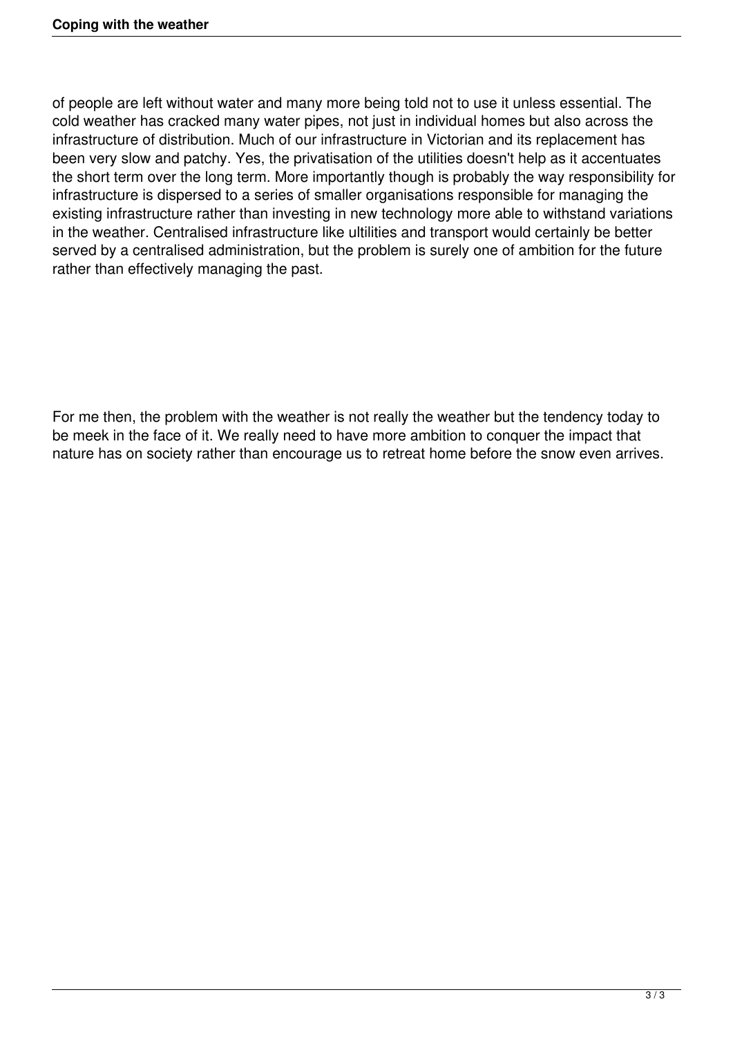of people are left without water and many more being told not to use it unless essential. The cold weather has cracked many water pipes, not just in individual homes but also across the infrastructure of distribution. Much of our infrastructure in Victorian and its replacement has been very slow and patchy. Yes, the privatisation of the utilities doesn't help as it accentuates the short term over the long term. More importantly though is probably the way responsibility for infrastructure is dispersed to a series of smaller organisations responsible for managing the existing infrastructure rather than investing in new technology more able to withstand variations in the weather. Centralised infrastructure like ultilities and transport would certainly be better served by a centralised administration, but the problem is surely one of ambition for the future rather than effectively managing the past.

For me then, the problem with the weather is not really the weather but the tendency today to be meek in the face of it. We really need to have more ambition to conquer the impact that nature has on society rather than encourage us to retreat home before the snow even arrives.